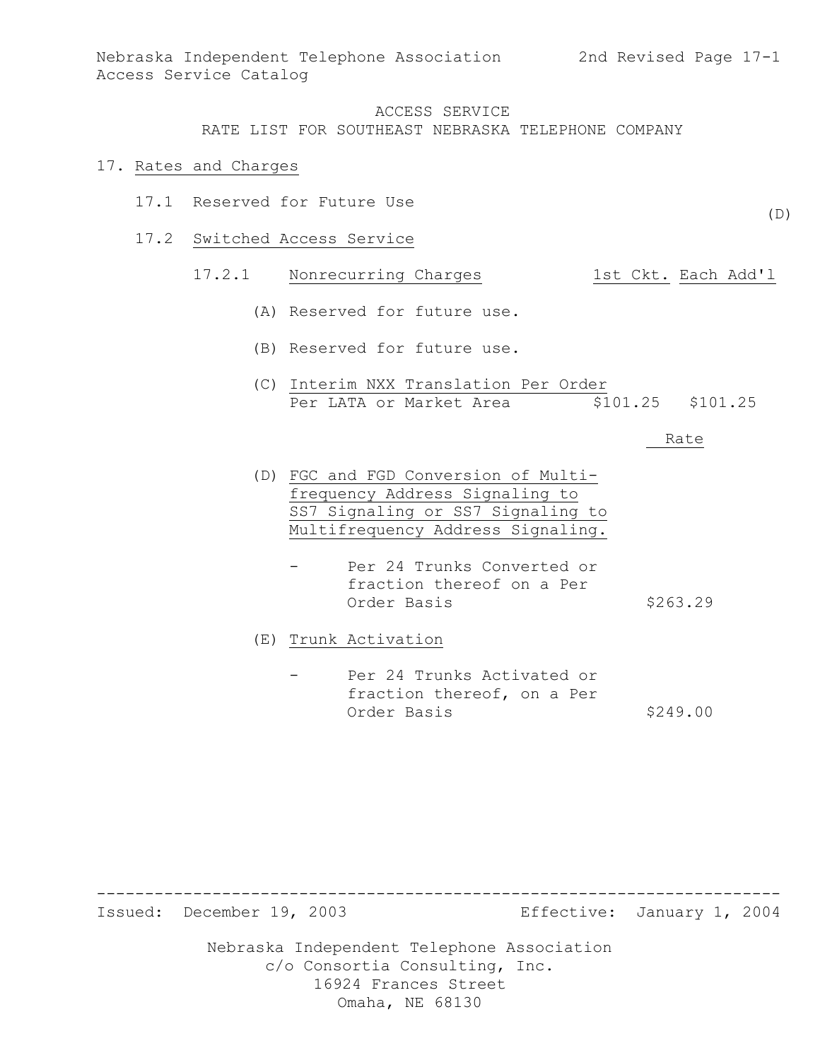ACCESS SERVICE
RATE LIST FOR SOUTHEAST NEBRASKA TELEPHONE COMPANY

# 17. Rates and Charges

## 17.1 Reserved for Future Use (D)

## 17.2 Switched Access Service

### 17.2.1 Nonrecurring Charges

| | 1st Ckt. | Each Add'l |
|---|---|---|
| (A) Reserved for future use. | | |
| (B) Reserved for future use. | | |
| (C) Interim NXX Translation Per Order Per LATA or Market Area | $101.25 | $101.25 |

| | Rate |
|---|---|
| (D) FGC and FGD Conversion of Multifrequency Address Signaling to SS7 Signaling or SS7 Signaling to Multifrequency Address Signaling. | |
| - Per 24 Trunks Converted or fraction thereof on a Per Order Basis | $263.29 |
| (E) Trunk Activation | |
| - Per 24 Trunks Activated or fraction thereof, on a Per Order Basis | $249.00 |

Issued: December 19, 2003 Effective: January 1, 2004

Nebraska Independent Telephone Association
c/o Consortia Consulting, Inc.
16924 Frances Street
Omaha, NE 68130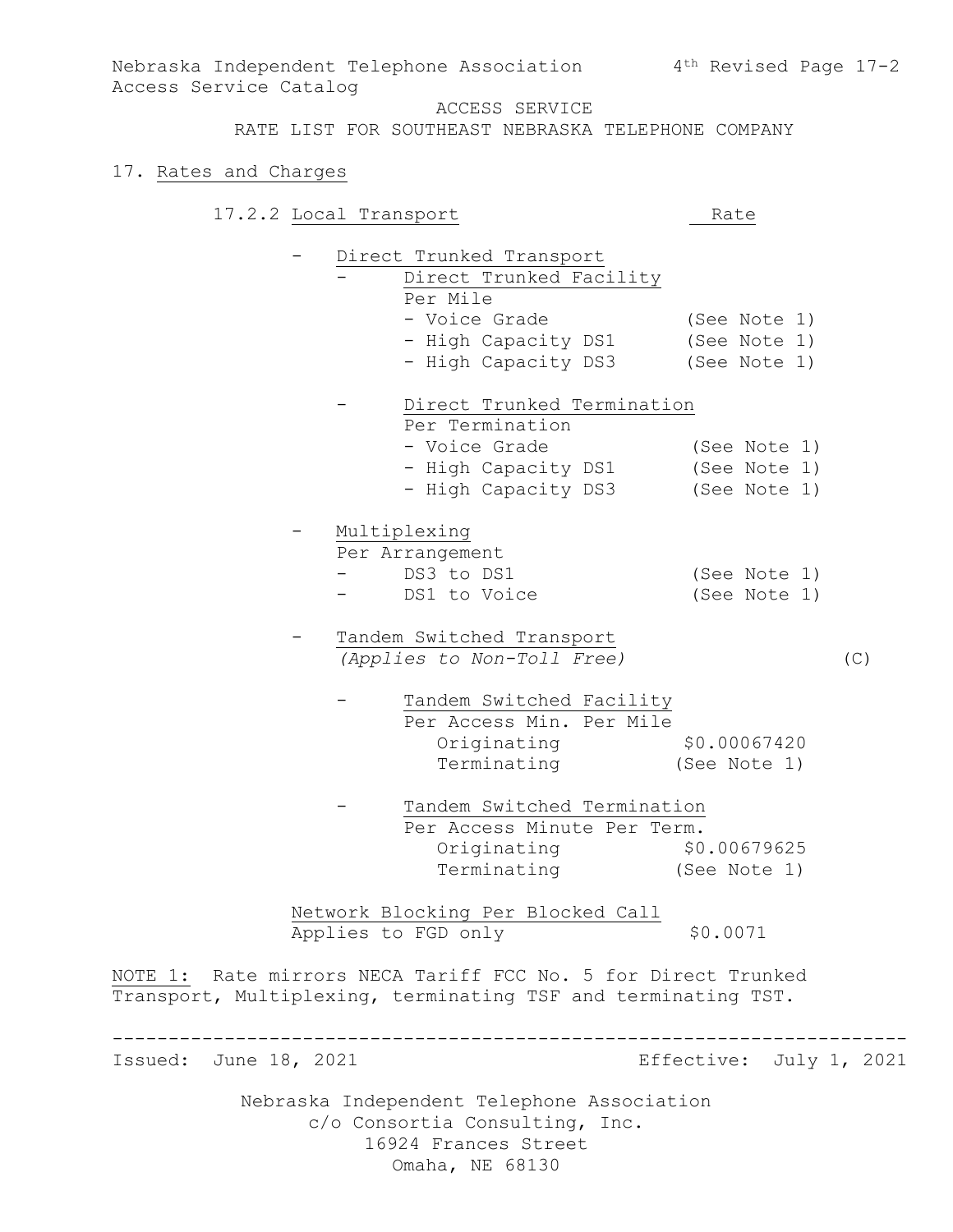Nebraska Independent Telephone Association — 4th Revised Page 17-2
Access Service Catalog

ACCESS SERVICE
RATE LIST FOR SOUTHEAST NEBRASKA TELEPHONE COMPANY

## 17. Rates and Charges

### 17.2.2 Local Transport

| | Rate | |
|---|---|---|
| - Direct Trunked Transport | | |
| - Direct Trunked Facility | | |
| Per Mile | | |
| - Voice Grade | (See Note 1) | |
| - High Capacity DS1 | (See Note 1) | |
| - High Capacity DS3 | (See Note 1) | |
| - Direct Trunked Termination | | |
| Per Termination | | |
| - Voice Grade | (See Note 1) | |
| - High Capacity DS1 | (See Note 1) | |
| - High Capacity DS3 | (See Note 1) | |
| - Multiplexing | | |
| Per Arrangement | | |
| - DS3 to DS1 | (See Note 1) | |
| - DS1 to Voice | (See Note 1) | |
| - Tandem Switched Transport *(Applies to Non-Toll Free)* | | (C) |
| - Tandem Switched Facility | | |
| Per Access Min. Per Mile | | |
| Originating | $0.00067420 | |
| Terminating | (See Note 1) | |
| - Tandem Switched Termination | | |
| Per Access Minute Per Term. | | |
| Originating | $0.00679625 | |
| Terminating | (See Note 1) | |
| Network Blocking Per Blocked Call — Applies to FGD only | $0.0071 | |

NOTE 1: Rate mirrors NECA Tariff FCC No. 5 for Direct Trunked Transport, Multiplexing, terminating TSF and terminating TST.

Issued: June 18, 2021 — Effective: July 1, 2021

Nebraska Independent Telephone Association
c/o Consortia Consulting, Inc.
16924 Frances Street
Omaha, NE 68130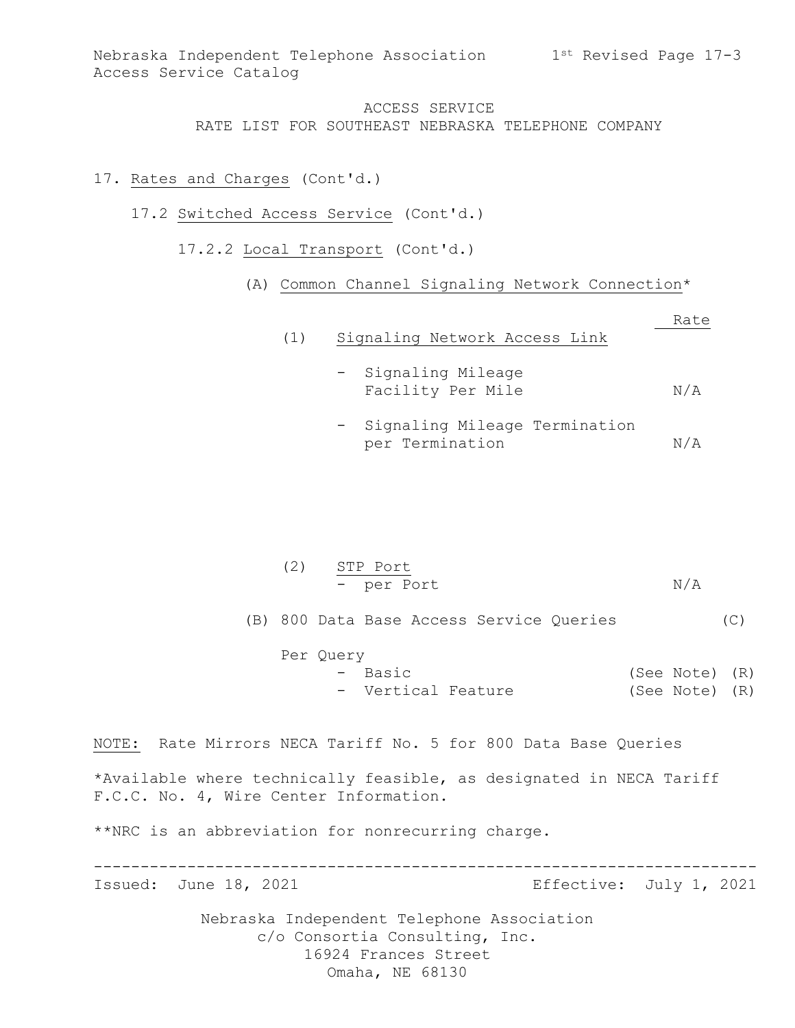ACCESS SERVICE
RATE LIST FOR SOUTHEAST NEBRASKA TELEPHONE COMPANY

17. Rates and Charges (Cont'd.)

17.2 Switched Access Service (Cont'd.)

17.2.2 Local Transport (Cont'd.)

(A) Common Channel Signaling Network Connection*

| | Rate | |
|---|---|---|
| (1) Signaling Network Access Link | | |
| - Signaling Mileage Facility Per Mile | N/A | |
| - Signaling Mileage Termination per Termination | N/A | |
| (2) STP Port | | |
| - per Port | N/A | |

(B) 800 Data Base Access Service Queries (C)

| Per Query | | |
|---|---|---|
| - Basic | (See Note) | (R) |
| - Vertical Feature | (See Note) | (R) |

NOTE: Rate Mirrors NECA Tariff No. 5 for 800 Data Base Queries

*Available where technically feasible, as designated in NECA Tariff F.C.C. No. 4, Wire Center Information.

**NRC is an abbreviation for nonrecurring charge.

Issued: June 18, 2021 Effective: July 1, 2021

Nebraska Independent Telephone Association
c/o Consortia Consulting, Inc.
16924 Frances Street
Omaha, NE 68130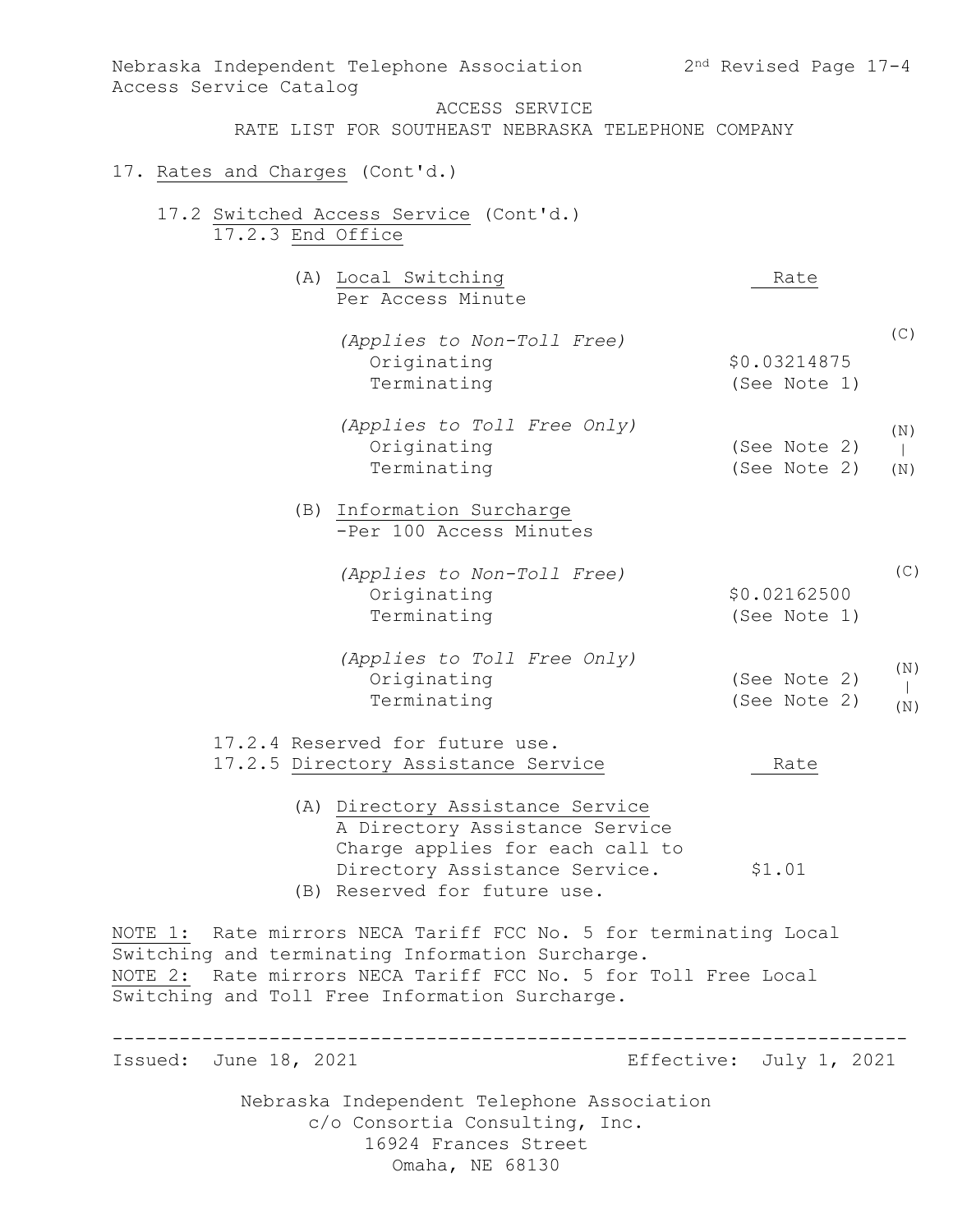ACCESS SERVICE
RATE LIST FOR SOUTHEAST NEBRASKA TELEPHONE COMPANY

17. Rates and Charges (Cont'd.)

17.2 Switched Access Service (Cont'd.)

17.2.3 End Office

| | Rate | |
|---|---|---|
| (A) Local Switching<br>Per Access Minute | | |
| *(Applies to Non-Toll Free)* | | (C) |
| Originating | \$0.03214875 | |
| Terminating | (See Note 1) | |
| *(Applies to Toll Free Only)* | | (N) |
| Originating | (See Note 2) | \| |
| Terminating | (See Note 2) | (N) |
| (B) Information Surcharge<br>-Per 100 Access Minutes | | |
| *(Applies to Non-Toll Free)* | | (C) |
| Originating | \$0.02162500 | |
| Terminating | (See Note 1) | |
| *(Applies to Toll Free Only)* | | (N) |
| Originating | (See Note 2) | \| |
| Terminating | (See Note 2) | (N) |

17.2.4 Reserved for future use.

17.2.5 Directory Assistance Service

| | Rate |
|---|---|
| (A) Directory Assistance Service<br>A Directory Assistance Service Charge applies for each call to Directory Assistance Service. | \$1.01 |
| (B) Reserved for future use. | |

NOTE 1: Rate mirrors NECA Tariff FCC No. 5 for terminating Local Switching and terminating Information Surcharge.
NOTE 2: Rate mirrors NECA Tariff FCC No. 5 for Toll Free Local Switching and Toll Free Information Surcharge.

Issued: June 18, 2021 Effective: July 1, 2021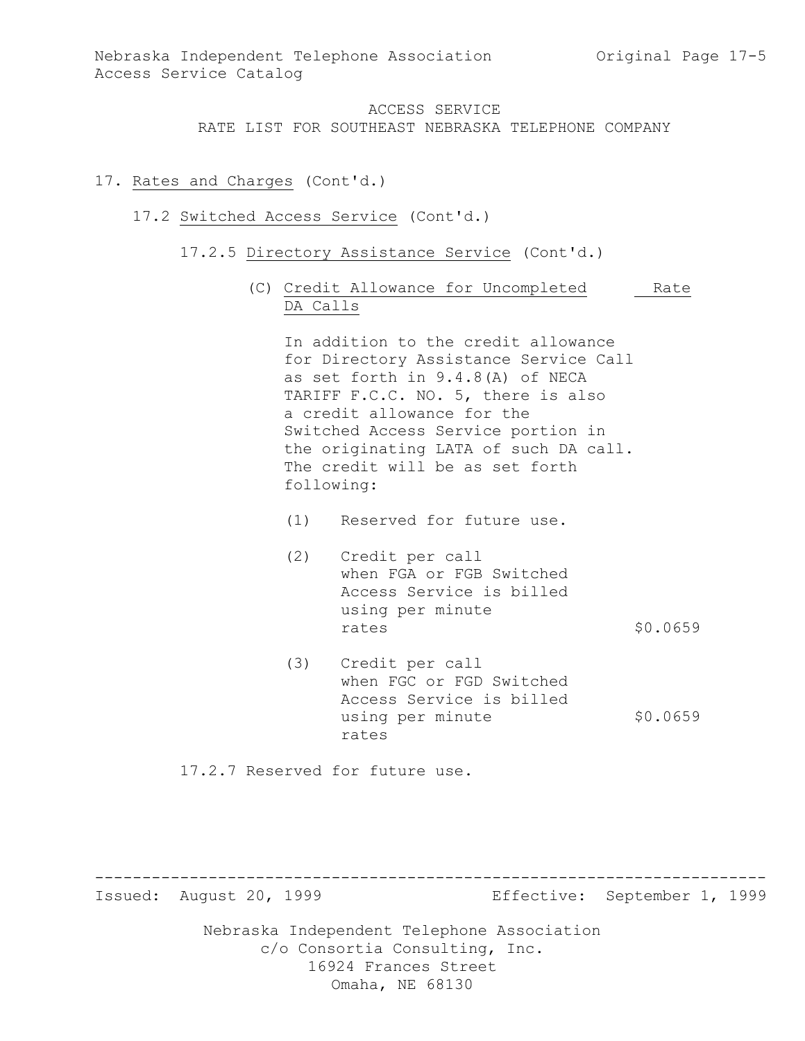ACCESS SERVICE
RATE LIST FOR SOUTHEAST NEBRASKA TELEPHONE COMPANY

17. Rates and Charges (Cont'd.)

17.2 Switched Access Service (Cont'd.)

17.2.5 Directory Assistance Service (Cont'd.)

(C) Credit Allowance for Uncompleted DA Calls

In addition to the credit allowance for Directory Assistance Service Call as set forth in 9.4.8(A) of NECA TARIFF F.C.C. NO. 5, there is also a credit allowance for the Switched Access Service portion in the originating LATA of such DA call. The credit will be as set forth following:

| | | Rate |
|---|---|---|
| (1) | Reserved for future use. | |
| (2) | Credit per call when FGA or FGB Switched Access Service is billed using per minute rates | $0.0659 |
| (3) | Credit per call when FGC or FGD Switched Access Service is billed using per minute rates | $0.0659 |

17.2.7 Reserved for future use.

Issued: August 20, 1999 Effective: September 1, 1999

Nebraska Independent Telephone Association
c/o Consortia Consulting, Inc.
16924 Frances Street
Omaha, NE 68130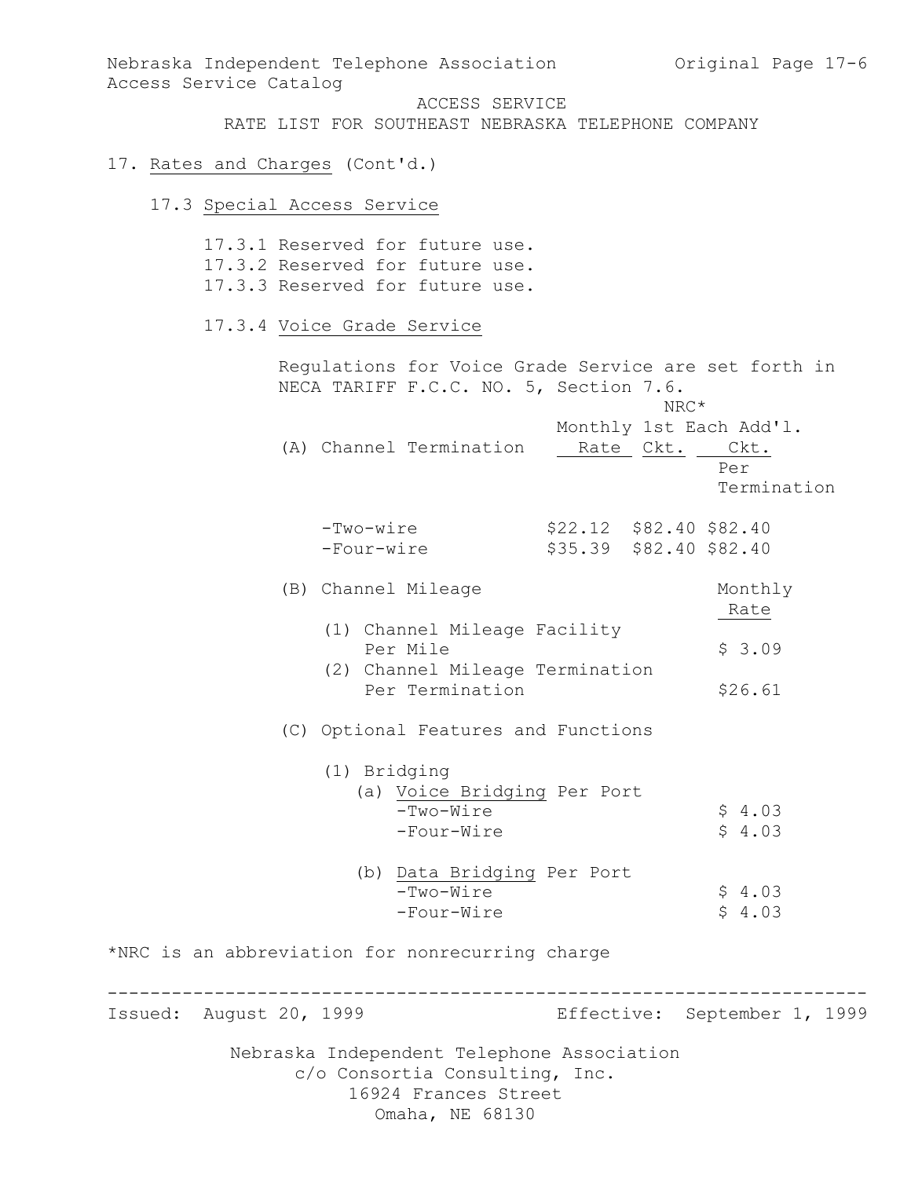ACCESS SERVICE
RATE LIST FOR SOUTHEAST NEBRASKA TELEPHONE COMPANY

17. Rates and Charges (Cont'd.)

17.3 Special Access Service

17.3.1 Reserved for future use.
17.3.2 Reserved for future use.
17.3.3 Reserved for future use.

17.3.4 Voice Grade Service

Regulations for Voice Grade Service are set forth in NECA TARIFF F.C.C. NO. 5, Section 7.6.

| (A) Channel Termination | Monthly Rate | NRC* 1st Ckt. | NRC* Each Add'l. Ckt. Per Termination |
|---|---|---|---|
| -Two-wire | $22.12 | $82.40 | $82.40 |
| -Four-wire | $35.39 | $82.40 | $82.40 |

| (B) Channel Mileage | Monthly Rate |
|---|---|
| (1) Channel Mileage Facility Per Mile | $ 3.09 |
| (2) Channel Mileage Termination Per Termination | $26.61 |

(C) Optional Features and Functions

(1) Bridging

| (a) Voice Bridging Per Port | |
|---|---|
| -Two-Wire | $ 4.03 |
| -Four-Wire | $ 4.03 |

| (b) Data Bridging Per Port | |
|---|---|
| -Two-Wire | $ 4.03 |
| -Four-Wire | $ 4.03 |

*NRC is an abbreviation for nonrecurring charge

Issued: August 20, 1999 Effective: September 1, 1999

Nebraska Independent Telephone Association
c/o Consortia Consulting, Inc.
16924 Frances Street
Omaha, NE 68130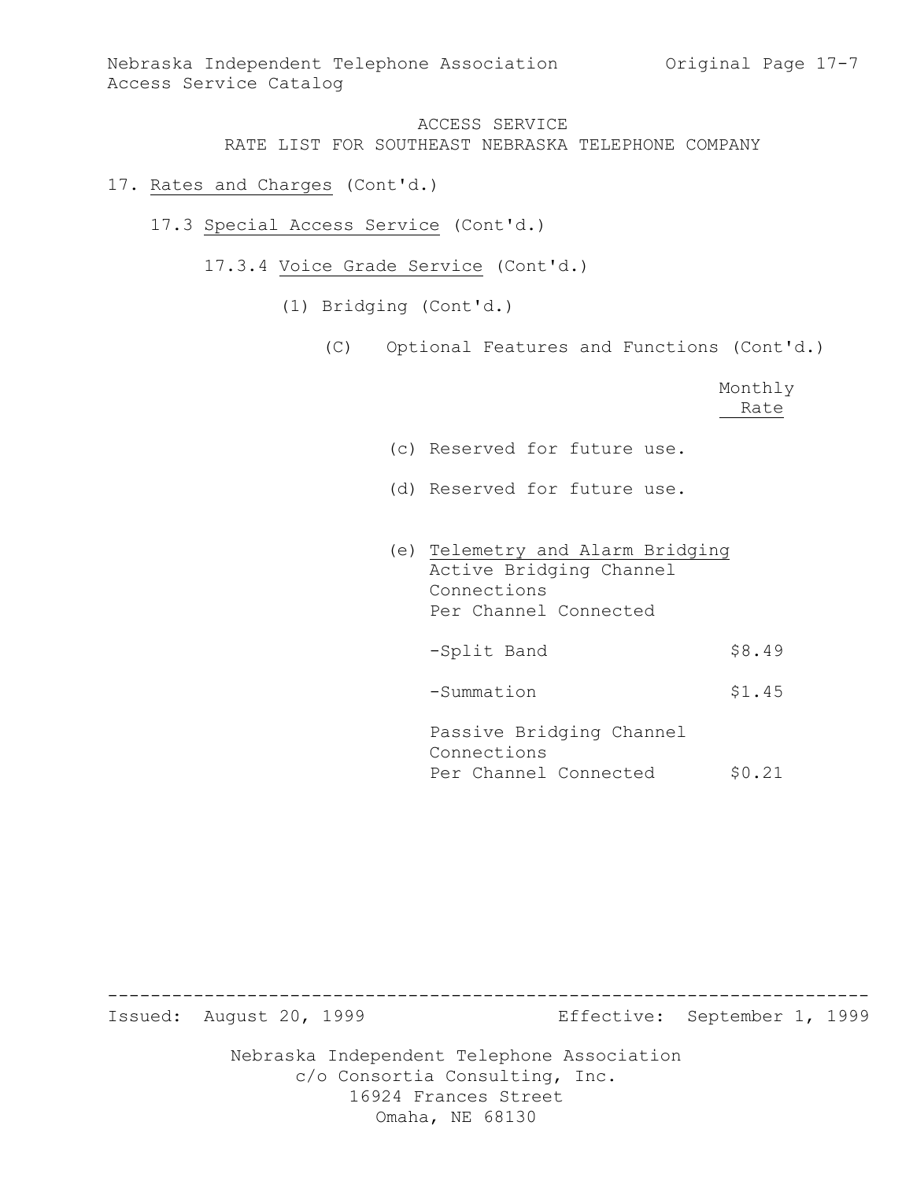ACCESS SERVICE
RATE LIST FOR SOUTHEAST NEBRASKA TELEPHONE COMPANY

17. Rates and Charges (Cont'd.)

17.3 Special Access Service (Cont'd.)

17.3.4 Voice Grade Service (Cont'd.)

(1) Bridging (Cont'd.)

(C) Optional Features and Functions (Cont'd.)

| | Monthly Rate |
|---|---|
| (c) Reserved for future use. | |
| (d) Reserved for future use. | |
| (e) Telemetry and Alarm Bridging<br>Active Bridging Channel Connections<br>Per Channel Connected | |
| -Split Band | $8.49 |
| -Summation | $1.45 |
| Passive Bridging Channel Connections<br>Per Channel Connected | $0.21 |

Issued: August 20, 1999 Effective: September 1, 1999

Nebraska Independent Telephone Association
c/o Consortia Consulting, Inc.
16924 Frances Street
Omaha, NE 68130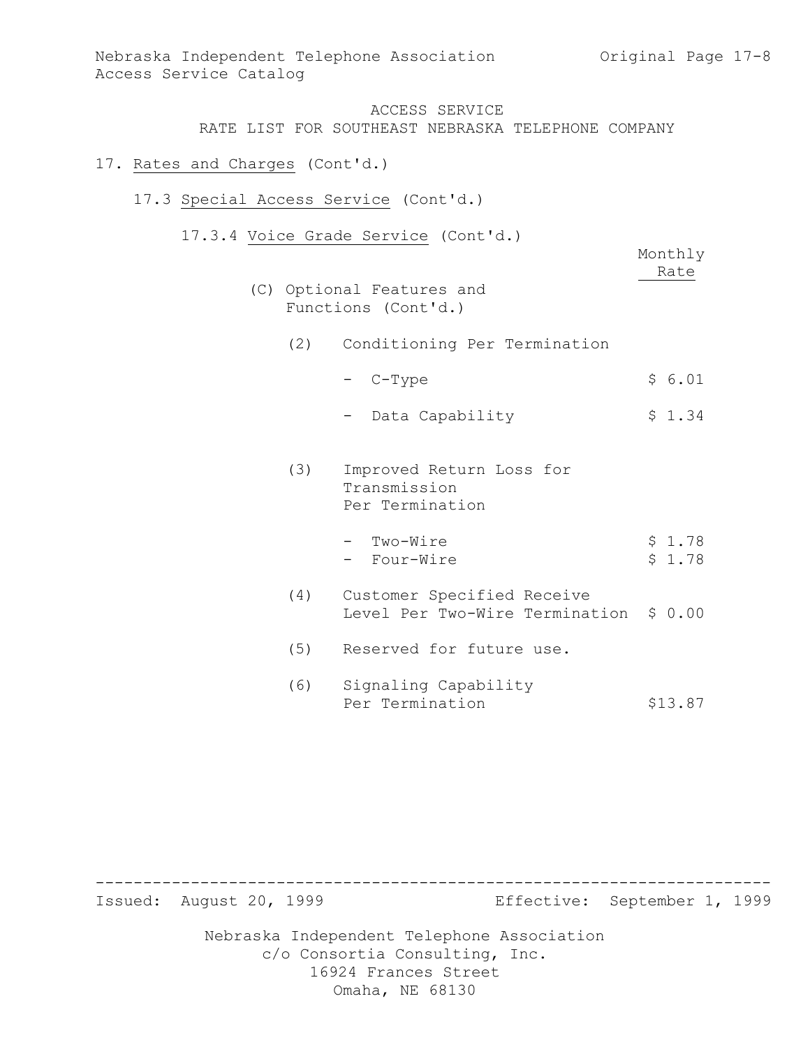ACCESS SERVICE
RATE LIST FOR SOUTHEAST NEBRASKA TELEPHONE COMPANY

17. Rates and Charges (Cont'd.)

17.3 Special Access Service (Cont'd.)

17.3.4 Voice Grade Service (Cont'd.)

| | Monthly Rate |
|---|---|
| (C) Optional Features and Functions (Cont'd.) | |
| (2) Conditioning Per Termination | |
| - C-Type | $ 6.01 |
| - Data Capability | $ 1.34 |
| (3) Improved Return Loss for Transmission Per Termination | |
| - Two-Wire | $ 1.78 |
| - Four-Wire | $ 1.78 |
| (4) Customer Specified Receive Level Per Two-Wire Termination | $ 0.00 |
| (5) Reserved for future use. | |
| (6) Signaling Capability Per Termination | $13.87 |

Issued: August 20, 1999 Effective: September 1, 1999

Nebraska Independent Telephone Association
c/o Consortia Consulting, Inc.
16924 Frances Street
Omaha, NE 68130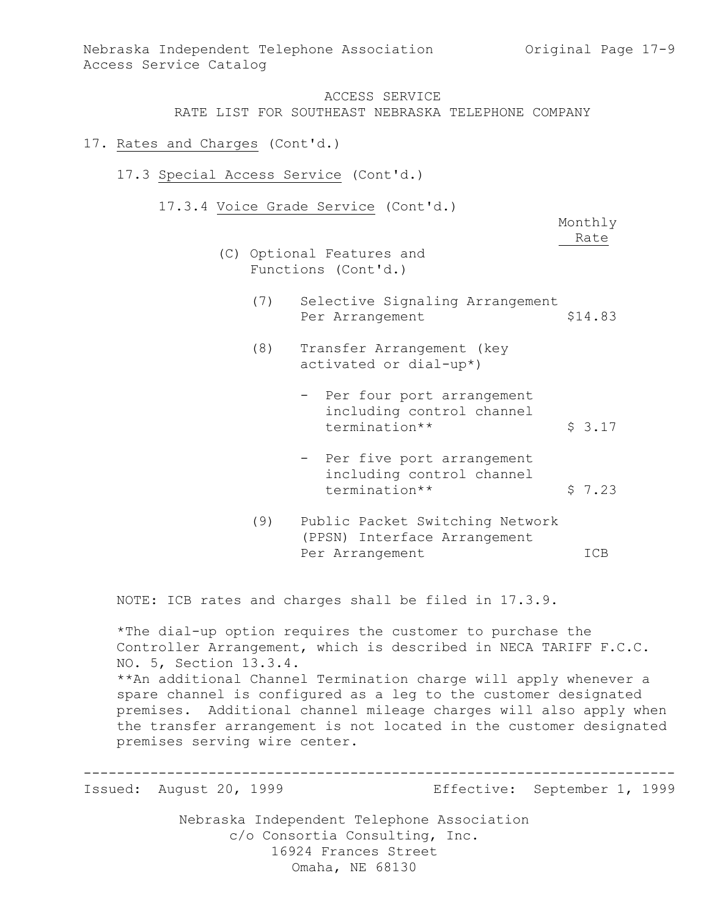ACCESS SERVICE
RATE LIST FOR SOUTHEAST NEBRASKA TELEPHONE COMPANY

17. Rates and Charges (Cont'd.)

17.3 Special Access Service (Cont'd.)

17.3.4 Voice Grade Service (Cont'd.)

| | Monthly Rate |
|---|---|
| **(C) Optional Features and Functions (Cont'd.)** | |
| (7) Selective Signaling Arrangement Per Arrangement | $14.83 |
| (8) Transfer Arrangement (key activated or dial-up*) | |
| - Per four port arrangement including control channel termination** | $ 3.17 |
| - Per five port arrangement including control channel termination** | $ 7.23 |
| (9) Public Packet Switching Network (PPSN) Interface Arrangement Per Arrangement | ICB |

NOTE: ICB rates and charges shall be filed in 17.3.9.

*The dial-up option requires the customer to purchase the Controller Arrangement, which is described in NECA TARIFF F.C.C. NO. 5, Section 13.3.4.

**An additional Channel Termination charge will apply whenever a spare channel is configured as a leg to the customer designated premises. Additional channel mileage charges will also apply when the transfer arrangement is not located in the customer designated premises serving wire center.

Issued: August 20, 1999 Effective: September 1, 1999

Nebraska Independent Telephone Association
c/o Consortia Consulting, Inc.
16924 Frances Street
Omaha, NE 68130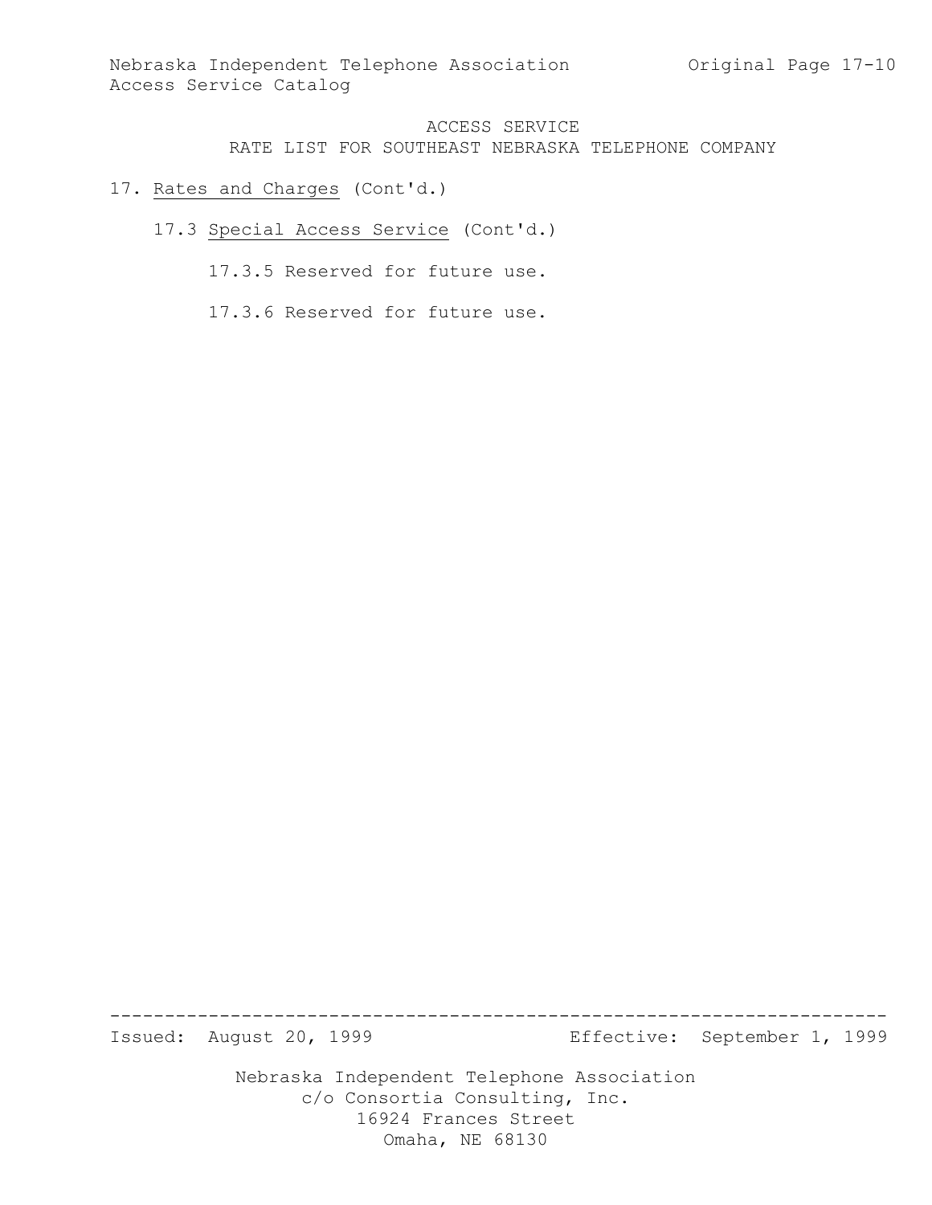ACCESS SERVICE

RATE LIST FOR SOUTHEAST NEBRASKA TELEPHONE COMPANY

17. Rates and Charges (Cont'd.)

17.3 Special Access Service (Cont'd.)

17.3.5 Reserved for future use.

17.3.6 Reserved for future use.

Issued: August 20, 1999 Effective: September 1, 1999

Nebraska Independent Telephone Association
c/o Consortia Consulting, Inc.
16924 Frances Street
Omaha, NE 68130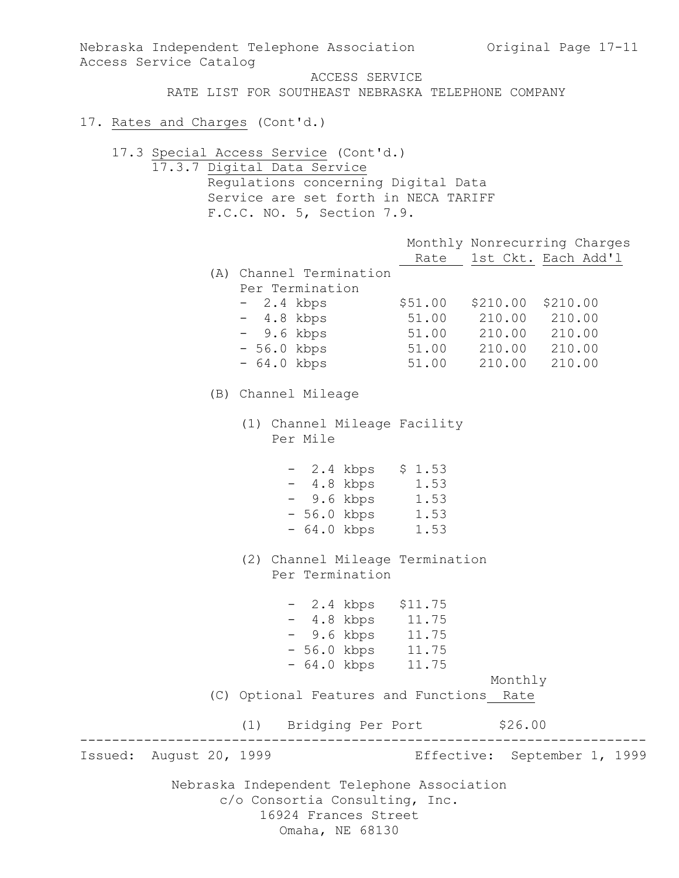Nebraska Independent Telephone Association
Access Service Catalog

ACCESS SERVICE
RATE LIST FOR SOUTHEAST NEBRASKA TELEPHONE COMPANY

17. Rates and Charges (Cont'd.)

17.3 Special Access Service (Cont'd.)

17.3.7 Digital Data Service

Regulations concerning Digital Data Service are set forth in NECA TARIFF F.C.C. NO. 5, Section 7.9.

| | Monthly Rate | Nonrecurring Charges 1st Ckt. | Each Add'l |
|---|---|---|---|
| (A) Channel Termination Per Termination | | | |
| - 2.4 kbps | $51.00 | $210.00 | $210.00 |
| - 4.8 kbps | 51.00 | 210.00 | 210.00 |
| - 9.6 kbps | 51.00 | 210.00 | 210.00 |
| - 56.0 kbps | 51.00 | 210.00 | 210.00 |
| - 64.0 kbps | 51.00 | 210.00 | 210.00 |

(B) Channel Mileage

(1) Channel Mileage Facility Per Mile

| | Monthly Rate |
|---|---|
| - 2.4 kbps | $ 1.53 |
| - 4.8 kbps | 1.53 |
| - 9.6 kbps | 1.53 |
| - 56.0 kbps | 1.53 |
| - 64.0 kbps | 1.53 |

(2) Channel Mileage Termination Per Termination

| | Monthly Rate |
|---|---|
| - 2.4 kbps | $11.75 |
| - 4.8 kbps | 11.75 |
| - 9.6 kbps | 11.75 |
| - 56.0 kbps | 11.75 |
| - 64.0 kbps | 11.75 |

| (C) Optional Features and Functions | Monthly Rate |
|---|---|
| (1) Bridging Per Port | $26.00 |

Issued: August 20, 1999 Effective: September 1, 1999

Nebraska Independent Telephone Association
c/o Consortia Consulting, Inc.
16924 Frances Street
Omaha, NE 68130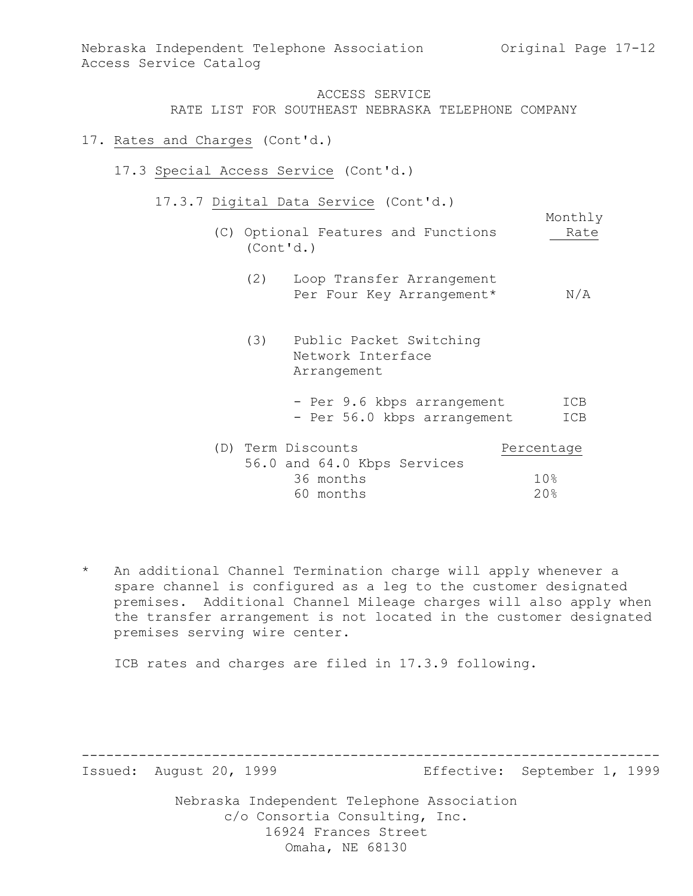ACCESS SERVICE
RATE LIST FOR SOUTHEAST NEBRASKA TELEPHONE COMPANY

17. Rates and Charges (Cont'd.)

17.3 Special Access Service (Cont'd.)

17.3.7 Digital Data Service (Cont'd.)

| (C) Optional Features and Functions (Cont'd.) | Monthly Rate |
|---|---|
| (2) Loop Transfer Arrangement Per Four Key Arrangement* | N/A |
| (3) Public Packet Switching Network Interface Arrangement | |
| - Per 9.6 kbps arrangement | ICB |
| - Per 56.0 kbps arrangement | ICB |

| (D) Term Discounts | Percentage |
|---|---|
| 56.0 and 64.0 Kbps Services | |
| 36 months | 10% |
| 60 months | 20% |

\* An additional Channel Termination charge will apply whenever a spare channel is configured as a leg to the customer designated premises. Additional Channel Mileage charges will also apply when the transfer arrangement is not located in the customer designated premises serving wire center.

ICB rates and charges are filed in 17.3.9 following.

Issued: August 20, 1999 Effective: September 1, 1999

Nebraska Independent Telephone Association
c/o Consortia Consulting, Inc.
16924 Frances Street
Omaha, NE 68130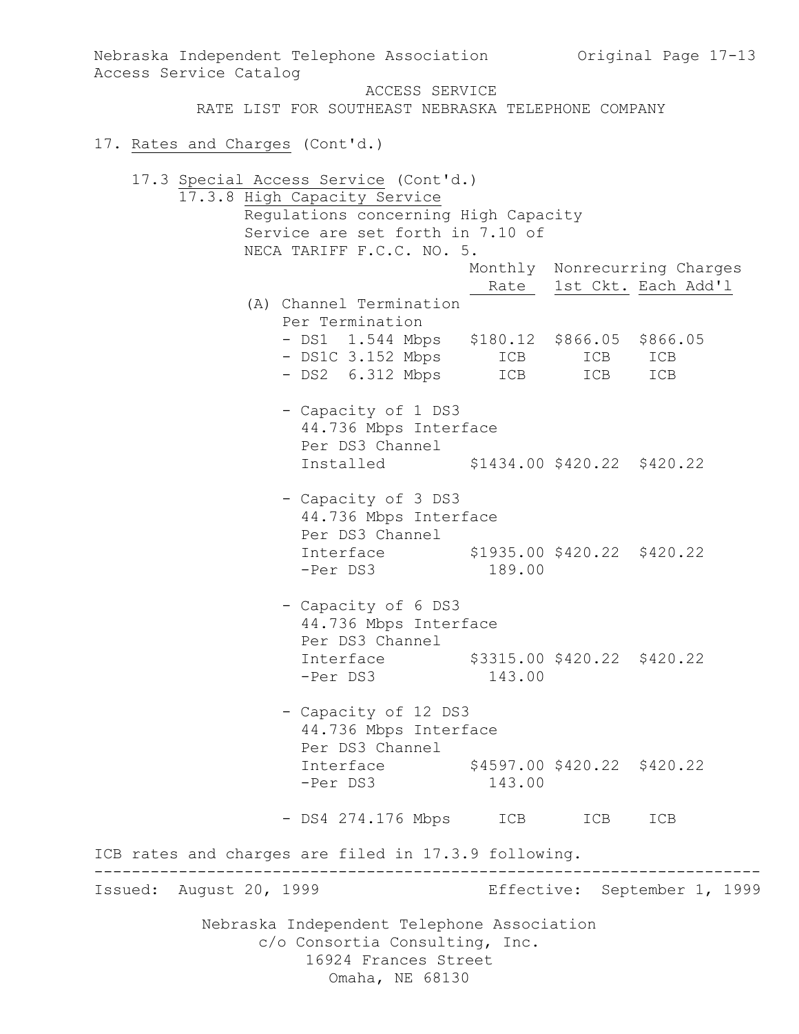ACCESS SERVICE

RATE LIST FOR SOUTHEAST NEBRASKA TELEPHONE COMPANY

17. Rates and Charges (Cont'd.)

17.3 Special Access Service (Cont'd.)

17.3.8 High Capacity Service

Regulations concerning High Capacity Service are set forth in 7.10 of NECA TARIFF F.C.C. NO. 5.

| | Monthly Rate | Nonrecurring Charges 1st Ckt. | Each Add'l |
|---|---|---|---|
| (A) Channel Termination Per Termination | | | |
| - DS1 1.544 Mbps | $180.12 | $866.05 | $866.05 |
| - DS1C 3.152 Mbps | ICB | ICB | ICB |
| - DS2 6.312 Mbps | ICB | ICB | ICB |
| - Capacity of 1 DS3 44.736 Mbps Interface Per DS3 Channel Installed | $1434.00 | $420.22 | $420.22 |
| - Capacity of 3 DS3 44.736 Mbps Interface Per DS3 Channel Interface | $1935.00 | $420.22 | $420.22 |
| -Per DS3 | 189.00 | | |
| - Capacity of 6 DS3 44.736 Mbps Interface Per DS3 Channel Interface | $3315.00 | $420.22 | $420.22 |
| -Per DS3 | 143.00 | | |
| - Capacity of 12 DS3 44.736 Mbps Interface Per DS3 Channel Interface | $4597.00 | $420.22 | $420.22 |
| -Per DS3 | 143.00 | | |
| - DS4 274.176 Mbps | ICB | ICB | ICB |

ICB rates and charges are filed in 17.3.9 following.

Issued: August 20, 1999 Effective: September 1, 1999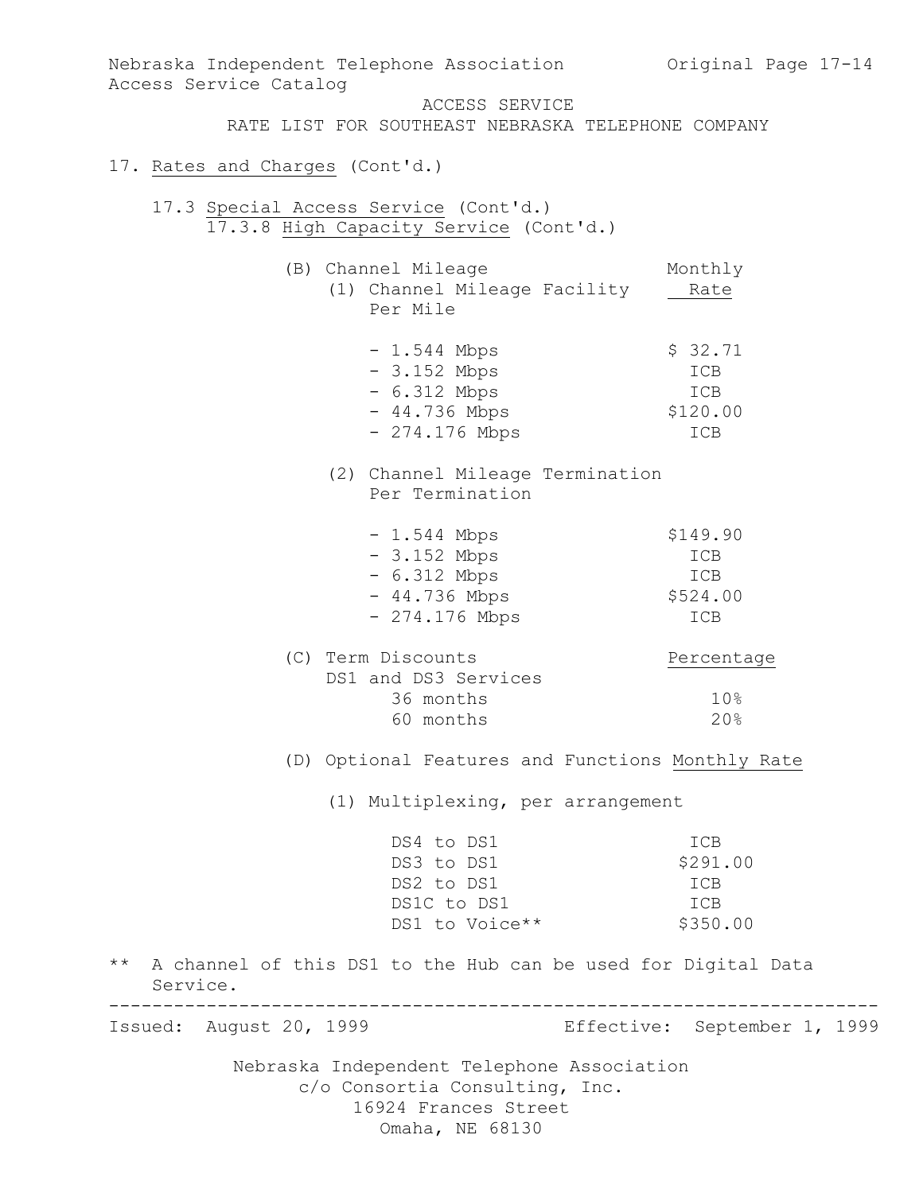ACCESS SERVICE

RATE LIST FOR SOUTHEAST NEBRASKA TELEPHONE COMPANY

17. Rates and Charges (Cont'd.)

17.3 Special Access Service (Cont'd.)

17.3.8 High Capacity Service (Cont'd.)

(B) Channel Mileage

| (1) Channel Mileage Facility Per Mile | Monthly Rate |
|---|---|
| - 1.544 Mbps | $ 32.71 |
| - 3.152 Mbps | ICB |
| - 6.312 Mbps | ICB |
| - 44.736 Mbps | $120.00 |
| - 274.176 Mbps | ICB |

| (2) Channel Mileage Termination Per Termination | Monthly Rate |
|---|---|
| - 1.544 Mbps | $149.90 |
| - 3.152 Mbps | ICB |
| - 6.312 Mbps | ICB |
| - 44.736 Mbps | $524.00 |
| - 274.176 Mbps | ICB |

(C) Term Discounts

| DS1 and DS3 Services | Percentage |
|---|---|
| 36 months | 10% |
| 60 months | 20% |

(D) Optional Features and Functions

| (1) Multiplexing, per arrangement | Monthly Rate |
|---|---|
| DS4 to DS1 | ICB |
| DS3 to DS1 | $291.00 |
| DS2 to DS1 | ICB |
| DS1C to DS1 | ICB |
| DS1 to Voice** | $350.00 |

** A channel of this DS1 to the Hub can be used for Digital Data Service.

Issued: August 20, 1999　　Effective: September 1, 1999

Nebraska Independent Telephone Association
c/o Consortia Consulting, Inc.
16924 Frances Street
Omaha, NE 68130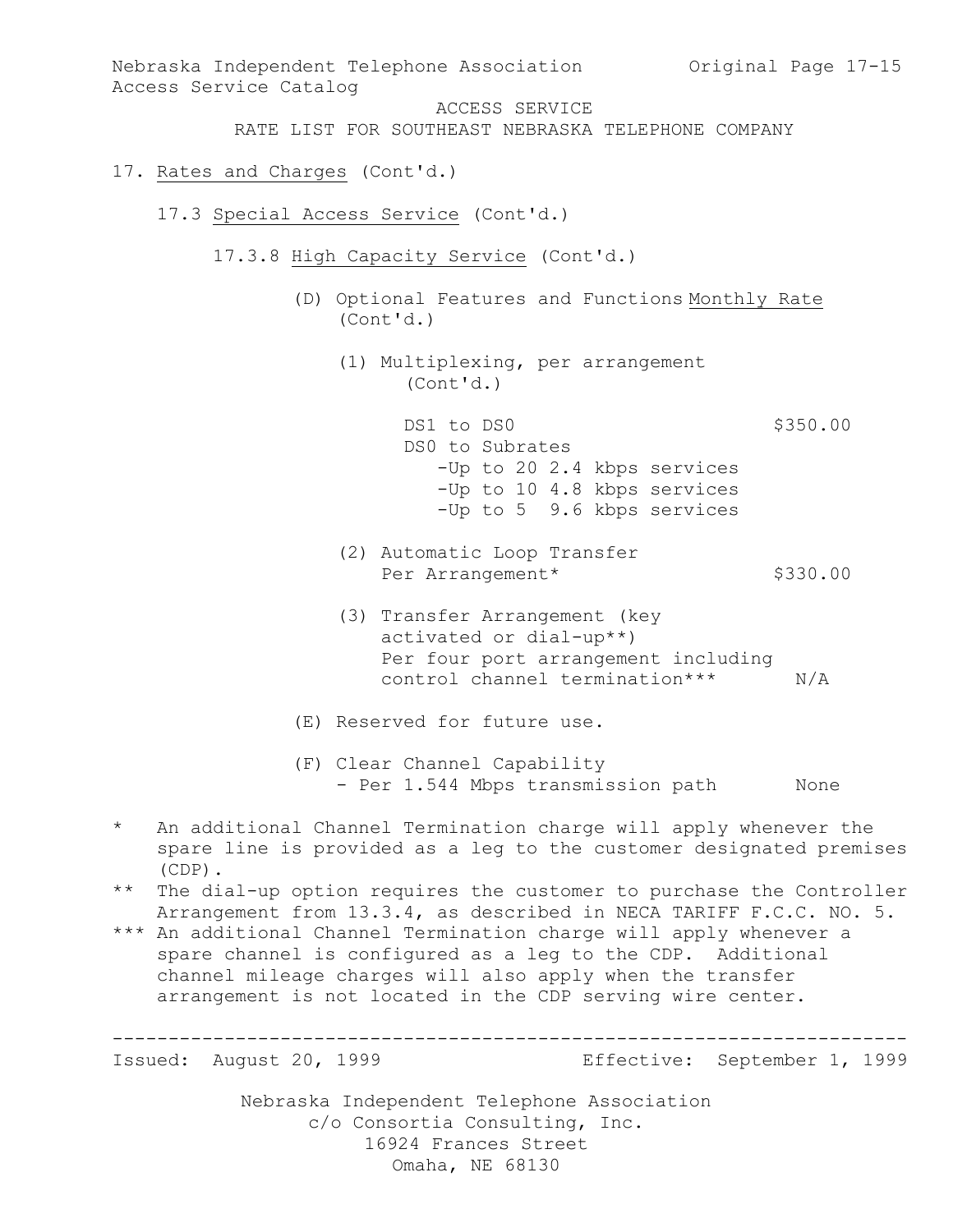ACCESS SERVICE

RATE LIST FOR SOUTHEAST NEBRASKA TELEPHONE COMPANY

17. Rates and Charges (Cont'd.)

17.3 Special Access Service (Cont'd.)

17.3.8 High Capacity Service (Cont'd.)

(D) Optional Features and Functions (Cont'd.)

| | Monthly Rate |
|---|---|
| (1) Multiplexing, per arrangement (Cont'd.) | |
| DS1 to DS0 | $350.00 |
| DS0 to Subrates | |
| -Up to 20 2.4 kbps services | |
| -Up to 10 4.8 kbps services | |
| -Up to 5 9.6 kbps services | |
| (2) Automatic Loop Transfer Per Arrangement* | $330.00 |
| (3) Transfer Arrangement (key activated or dial-up**) Per four port arrangement including control channel termination*** | N/A |

(E) Reserved for future use.

| | |
|---|---|
| (F) Clear Channel Capability - Per 1.544 Mbps transmission path | None |

\* An additional Channel Termination charge will apply whenever the spare line is provided as a leg to the customer designated premises (CDP).

\*\* The dial-up option requires the customer to purchase the Controller Arrangement from 13.3.4, as described in NECA TARIFF F.C.C. NO. 5.

\*\*\* An additional Channel Termination charge will apply whenever a spare channel is configured as a leg to the CDP. Additional channel mileage charges will also apply when the transfer arrangement is not located in the CDP serving wire center.

Issued: August 20, 1999 Effective: September 1, 1999

Nebraska Independent Telephone Association
c/o Consortia Consulting, Inc.
16924 Frances Street
Omaha, NE 68130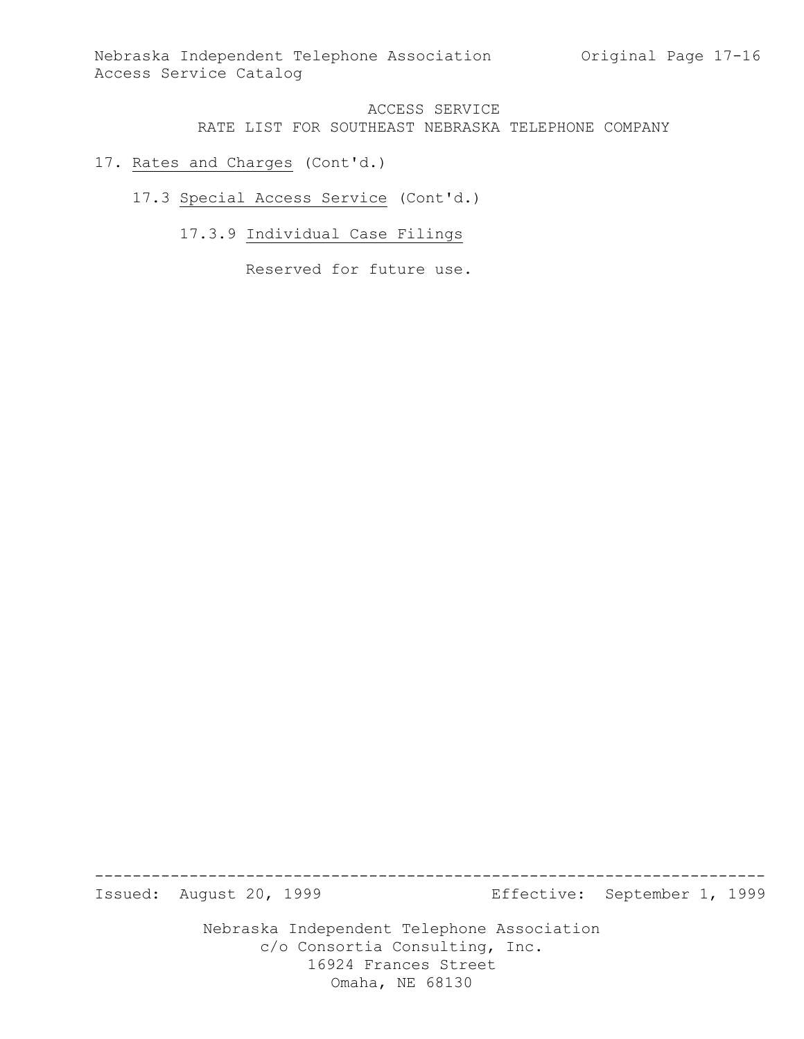ACCESS SERVICE
RATE LIST FOR SOUTHEAST NEBRASKA TELEPHONE COMPANY

17. Rates and Charges (Cont'd.)

17.3 Special Access Service (Cont'd.)

17.3.9 Individual Case Filings

Reserved for future use.

Issued: August 20, 1999 Effective: September 1, 1999

Nebraska Independent Telephone Association
c/o Consortia Consulting, Inc.
16924 Frances Street
Omaha, NE 68130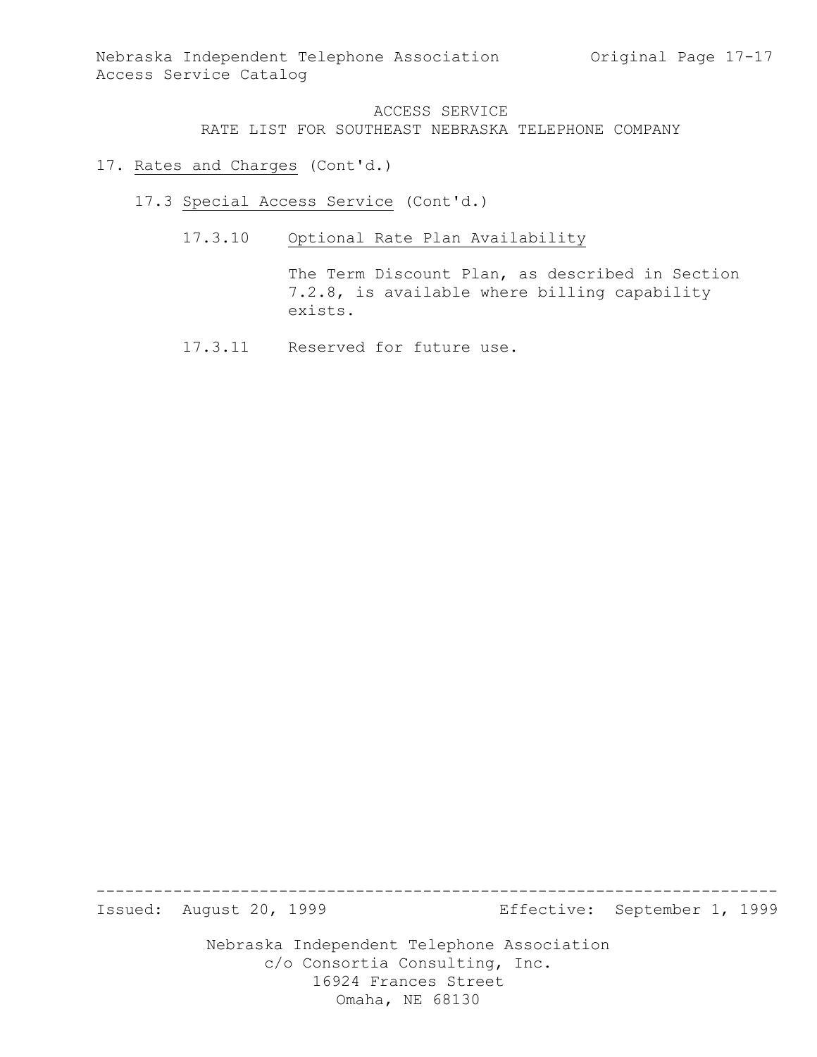ACCESS SERVICE
RATE LIST FOR SOUTHEAST NEBRASKA TELEPHONE COMPANY

17. Rates and Charges (Cont'd.)

17.3 Special Access Service (Cont'd.)

17.3.10 Optional Rate Plan Availability

The Term Discount Plan, as described in Section 7.2.8, is available where billing capability exists.

17.3.11 Reserved for future use.

Issued: August 20, 1999 Effective: September 1, 1999

Nebraska Independent Telephone Association
c/o Consortia Consulting, Inc.
16924 Frances Street
Omaha, NE 68130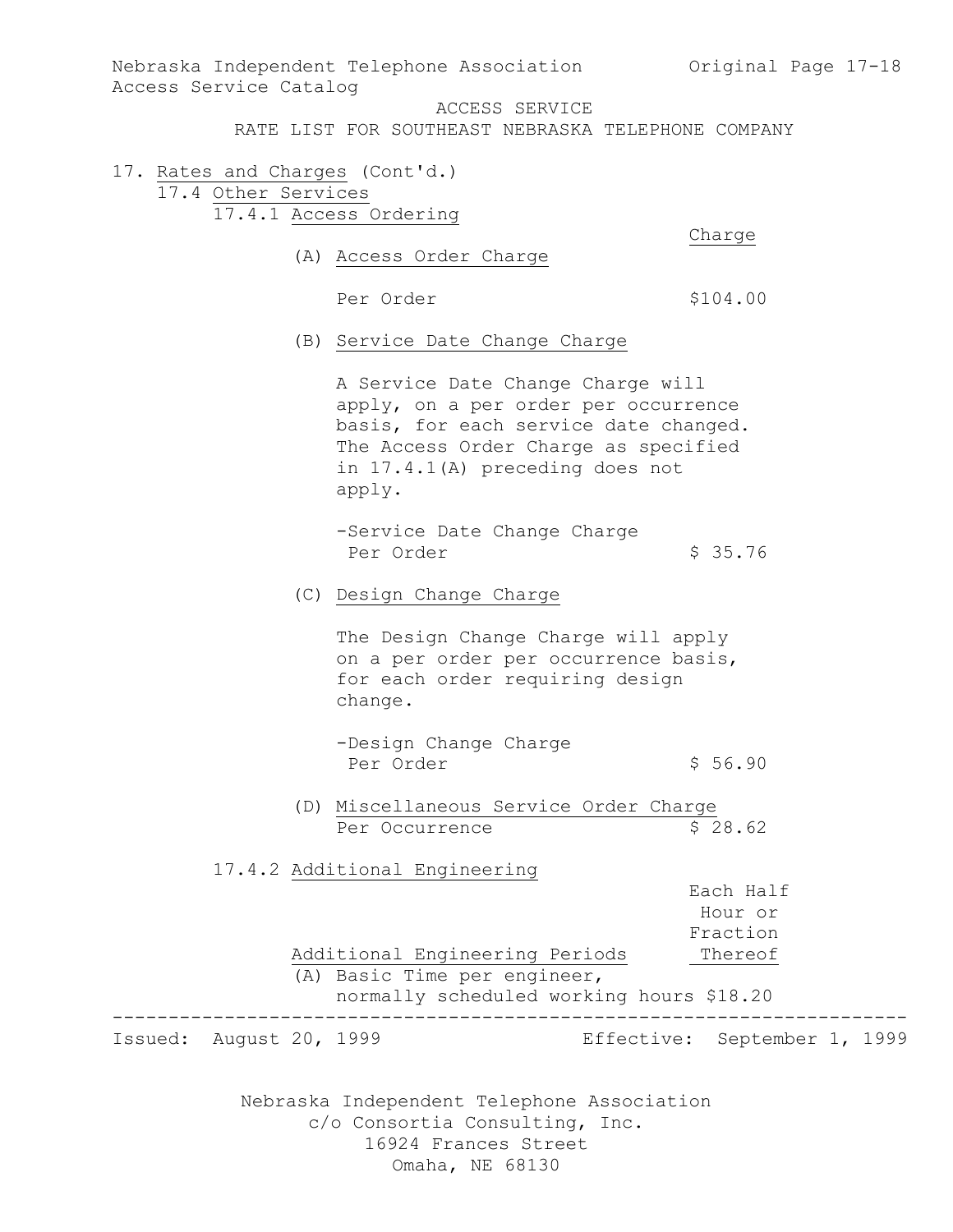ACCESS SERVICE
RATE LIST FOR SOUTHEAST NEBRASKA TELEPHONE COMPANY

17. Rates and Charges (Cont'd.)

17.4 Other Services

17.4.1 Access Ordering

| | Charge |
|---|---|
| (A) Access Order Charge | |
| Per Order | $104.00 |

(B) Service Date Change Charge

A Service Date Change Charge will apply, on a per order per occurrence basis, for each service date changed. The Access Order Charge as specified in 17.4.1(A) preceding does not apply.

| | |
|---|---|
| -Service Date Change Charge Per Order | $ 35.76 |

(C) Design Change Charge

The Design Change Charge will apply on a per order per occurrence basis, for each order requiring design change.

| | |
|---|---|
| -Design Change Charge Per Order | $ 56.90 |

| | |
|---|---|
| (D) Miscellaneous Service Order Charge Per Occurrence | $ 28.62 |

17.4.2 Additional Engineering

| Additional Engineering Periods | Each Half Hour or Fraction Thereof |
|---|---|
| (A) Basic Time per engineer, normally scheduled working hours | $18.20 |

Issued: August 20, 1999 Effective: September 1, 1999

Nebraska Independent Telephone Association
c/o Consortia Consulting, Inc.
16924 Frances Street
Omaha, NE 68130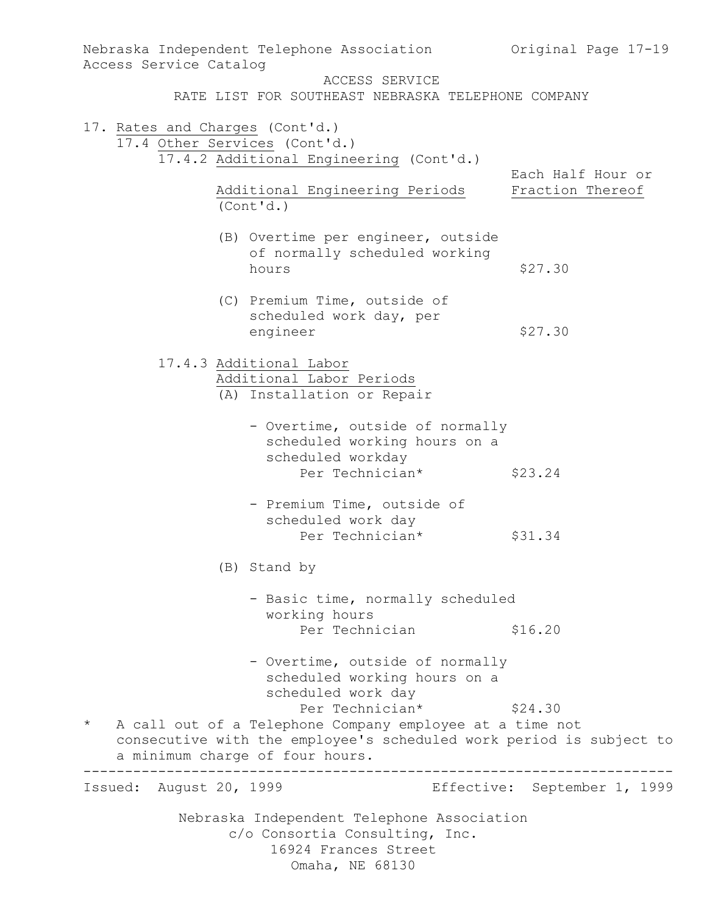ACCESS SERVICE
RATE LIST FOR SOUTHEAST NEBRASKA TELEPHONE COMPANY

17. Rates and Charges (Cont'd.)

17.4 Other Services (Cont'd.)

17.4.2 Additional Engineering (Cont'd.)

| Additional Engineering Periods (Cont'd.) | Each Half Hour or Fraction Thereof |
|---|---|
| (B) Overtime per engineer, outside of normally scheduled working hours | $27.30 |
| (C) Premium Time, outside of scheduled work day, per engineer | $27.30 |

17.4.3 Additional Labor

| Additional Labor Periods | |
|---|---|
| (A) Installation or Repair | |
| - Overtime, outside of normally scheduled working hours on a scheduled workday Per Technician* | $23.24 |
| - Premium Time, outside of scheduled work day Per Technician* | $31.34 |
| (B) Stand by | |
| - Basic time, normally scheduled working hours Per Technician | $16.20 |
| - Overtime, outside of normally scheduled working hours on a scheduled work day Per Technician* | $24.30 |

\* A call out of a Telephone Company employee at a time not consecutive with the employee's scheduled work period is subject to a minimum charge of four hours.

Issued: August 20, 1999 Effective: September 1, 1999

Nebraska Independent Telephone Association
c/o Consortia Consulting, Inc.
16924 Frances Street
Omaha, NE 68130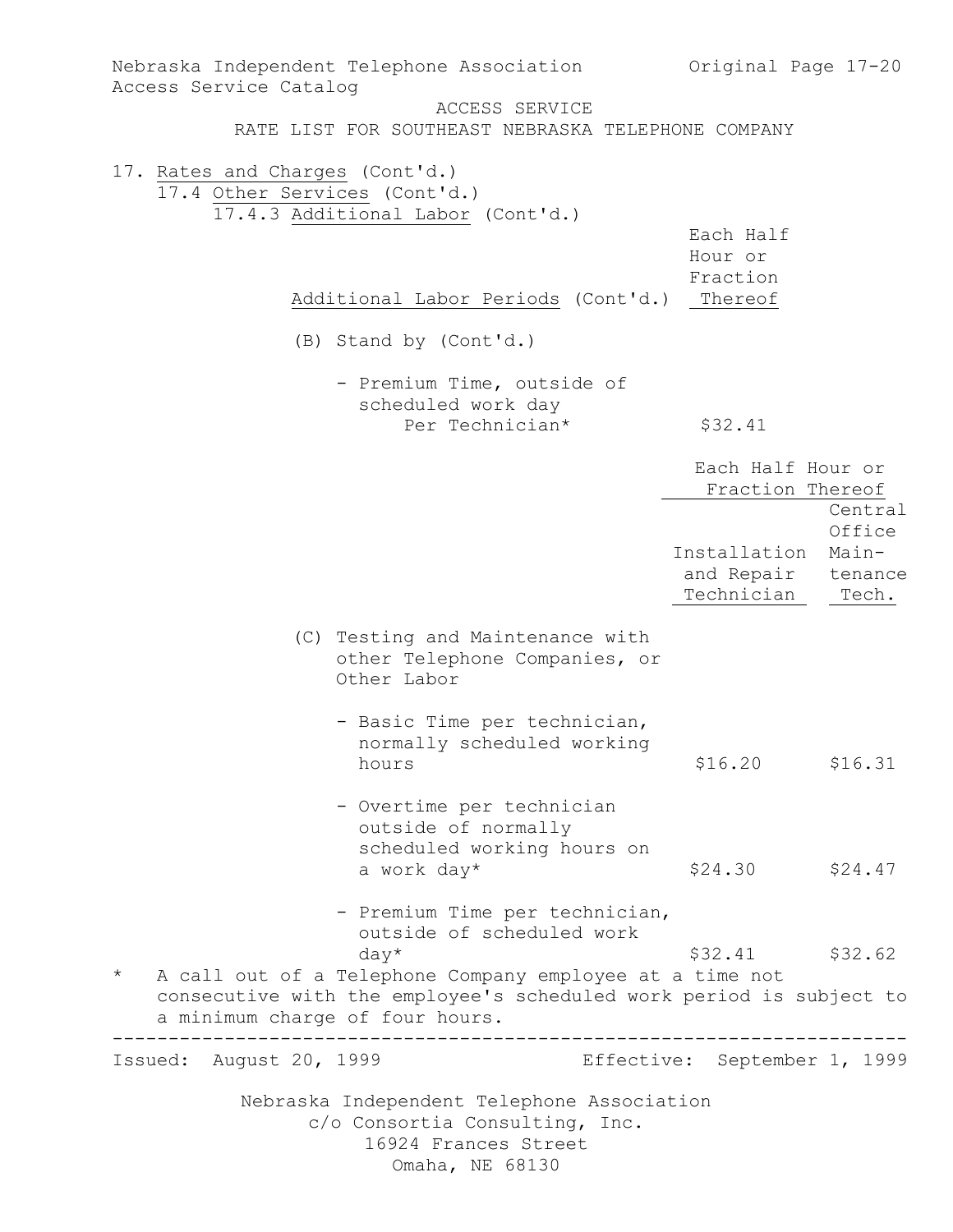ACCESS SERVICE
RATE LIST FOR SOUTHEAST NEBRASKA TELEPHONE COMPANY

17. Rates and Charges (Cont'd.)

17.4 Other Services (Cont'd.)

17.4.3 Additional Labor (Cont'd.)

| Additional Labor Periods (Cont'd.) | Each Half Hour or Fraction Thereof |
|---|---|
| (B) Stand by (Cont'd.) | |
| - Premium Time, outside of scheduled work day Per Technician* | $32.41 |

| | Each Half Hour or Fraction Thereof | |
|---|---|---|
| | Installation and Repair Technician | Central Office Maintenance Tech. |
| (C) Testing and Maintenance with other Telephone Companies, or Other Labor | | |
| - Basic Time per technician, normally scheduled working hours | $16.20 | $16.31 |
| - Overtime per technician outside of normally scheduled working hours on a work day* | $24.30 | $24.47 |
| - Premium Time per technician, outside of scheduled work day* | $32.41 | $32.62 |

\* A call out of a Telephone Company employee at a time not consecutive with the employee's scheduled work period is subject to a minimum charge of four hours.

Issued: August 20, 1999 Effective: September 1, 1999

Nebraska Independent Telephone Association
c/o Consortia Consulting, Inc.
16924 Frances Street
Omaha, NE 68130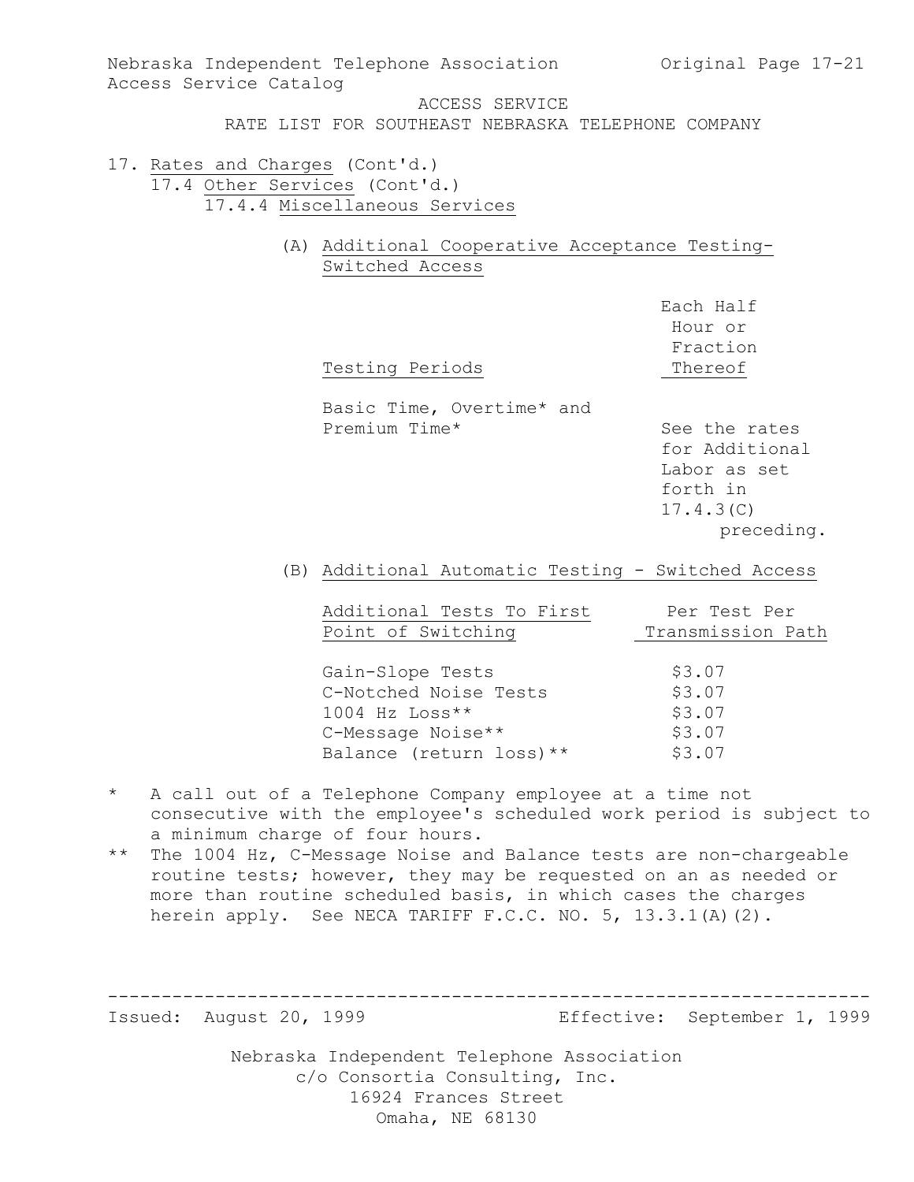ACCESS SERVICE

RATE LIST FOR SOUTHEAST NEBRASKA TELEPHONE COMPANY

17. Rates and Charges (Cont'd.)

17.4 Other Services (Cont'd.)

17.4.4 Miscellaneous Services

(A) Additional Cooperative Acceptance Testing- Switched Access

| Testing Periods | Each Half Hour or Fraction Thereof |
|---|---|
| Basic Time, Overtime* and Premium Time* | See the rates for Additional Labor as set forth in 17.4.3(C) preceding. |

(B) Additional Automatic Testing - Switched Access

| Additional Tests To First Point of Switching | Per Test Per Transmission Path |
|---|---|
| Gain-Slope Tests | $3.07 |
| C-Notched Noise Tests | $3.07 |
| 1004 Hz Loss** | $3.07 |
| C-Message Noise** | $3.07 |
| Balance (return loss)** | $3.07 |

\* A call out of a Telephone Company employee at a time not consecutive with the employee's scheduled work period is subject to a minimum charge of four hours.

\** The 1004 Hz, C-Message Noise and Balance tests are non-chargeable routine tests; however, they may be requested on an as needed or more than routine scheduled basis, in which cases the charges herein apply. See NECA TARIFF F.C.C. NO. 5, 13.3.1(A)(2).

Issued: August 20, 1999 Effective: September 1, 1999

Nebraska Independent Telephone Association
c/o Consortia Consulting, Inc.
16924 Frances Street
Omaha, NE 68130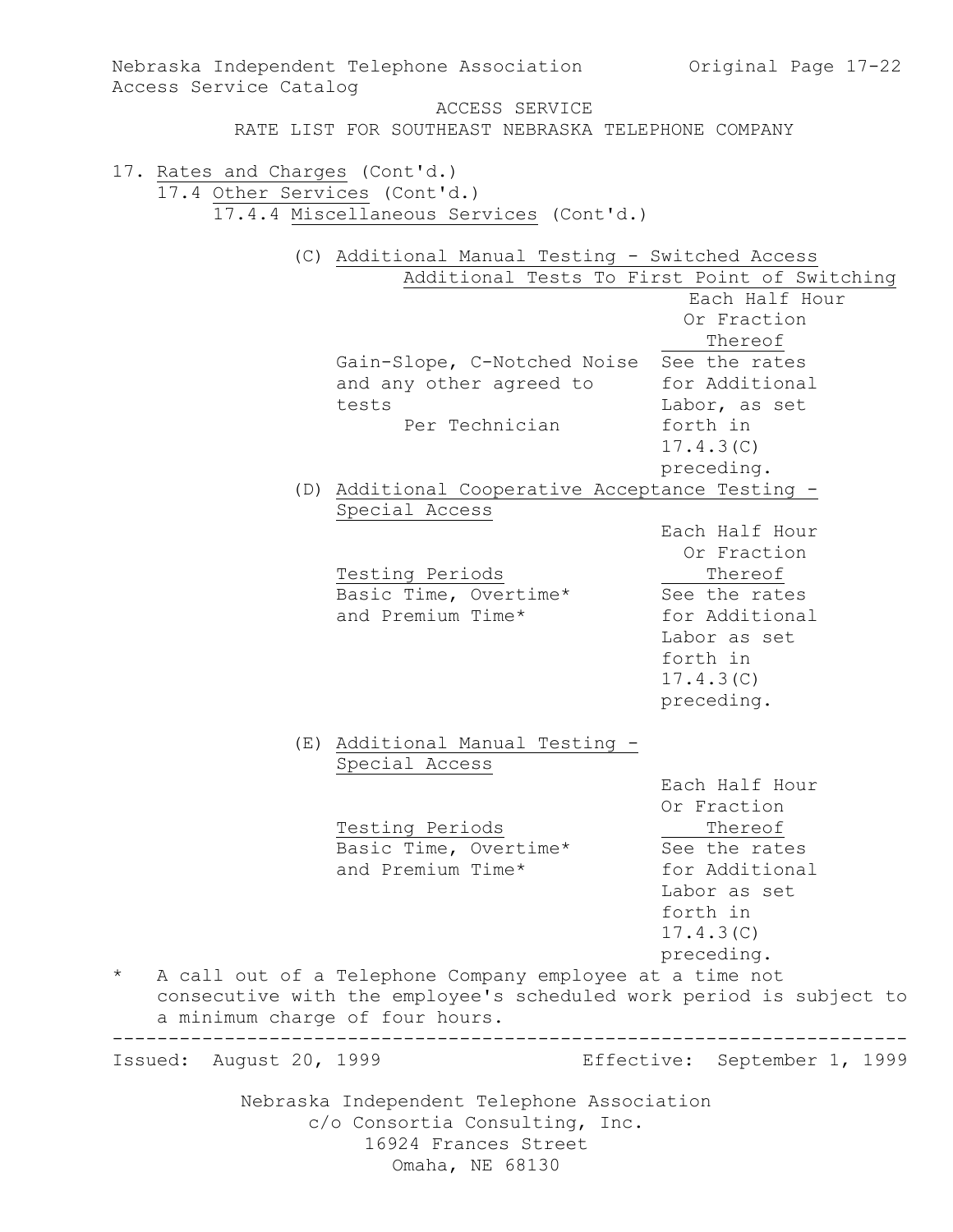ACCESS SERVICE

RATE LIST FOR SOUTHEAST NEBRASKA TELEPHONE COMPANY

17. Rates and Charges (Cont'd.)

17.4 Other Services (Cont'd.)

17.4.4 Miscellaneous Services (Cont'd.)

(C) Additional Manual Testing - Switched Access

Additional Tests To First Point of Switching

| | Each Half Hour Or Fraction Thereof |
|---|---|
| Gain-Slope, C-Notched Noise and any other agreed to tests Per Technician | See the rates for Additional Labor, as set forth in 17.4.3(C) preceding. |

(D) Additional Cooperative Acceptance Testing - Special Access

| Testing Periods | Each Half Hour Or Fraction Thereof |
|---|---|
| Basic Time, Overtime* and Premium Time* | See the rates for Additional Labor as set forth in 17.4.3(C) preceding. |

(E) Additional Manual Testing - Special Access

| Testing Periods | Each Half Hour Or Fraction Thereof |
|---|---|
| Basic Time, Overtime* and Premium Time* | See the rates for Additional Labor as set forth in 17.4.3(C) preceding. |

\* A call out of a Telephone Company employee at a time not consecutive with the employee's scheduled work period is subject to a minimum charge of four hours.

Issued: August 20, 1999 Effective: September 1, 1999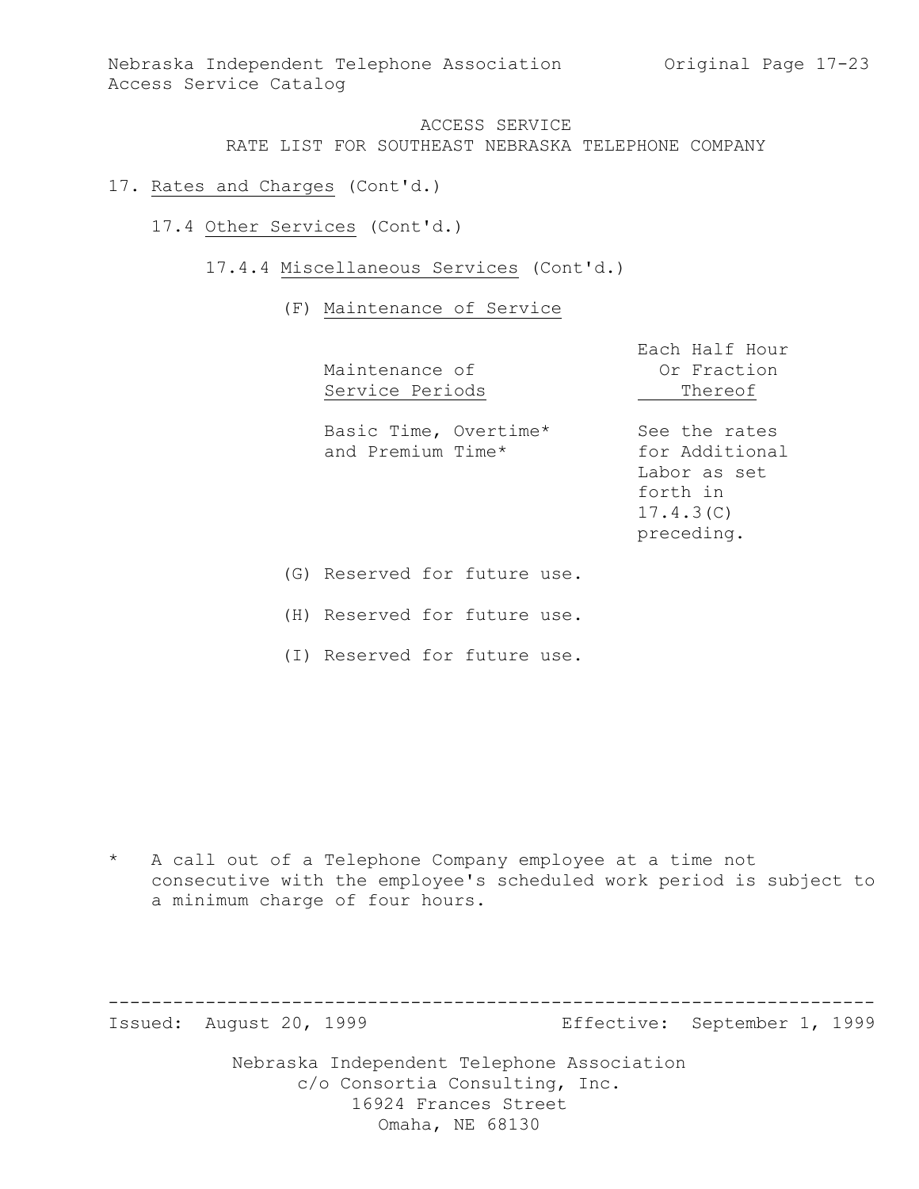ACCESS SERVICE
RATE LIST FOR SOUTHEAST NEBRASKA TELEPHONE COMPANY

17. Rates and Charges (Cont'd.)

17.4 Other Services (Cont'd.)

17.4.4 Miscellaneous Services (Cont'd.)

(F) Maintenance of Service

| Maintenance of Service Periods | Each Half Hour Or Fraction Thereof |
|---|---|
| Basic Time, Overtime* and Premium Time* | See the rates for Additional Labor as set forth in 17.4.3(C) preceding. |

(G) Reserved for future use.

(H) Reserved for future use.

(I) Reserved for future use.

\* A call out of a Telephone Company employee at a time not consecutive with the employee's scheduled work period is subject to a minimum charge of four hours.

Issued: August 20, 1999 Effective: September 1, 1999

Nebraska Independent Telephone Association
c/o Consortia Consulting, Inc.
16924 Frances Street
Omaha, NE 68130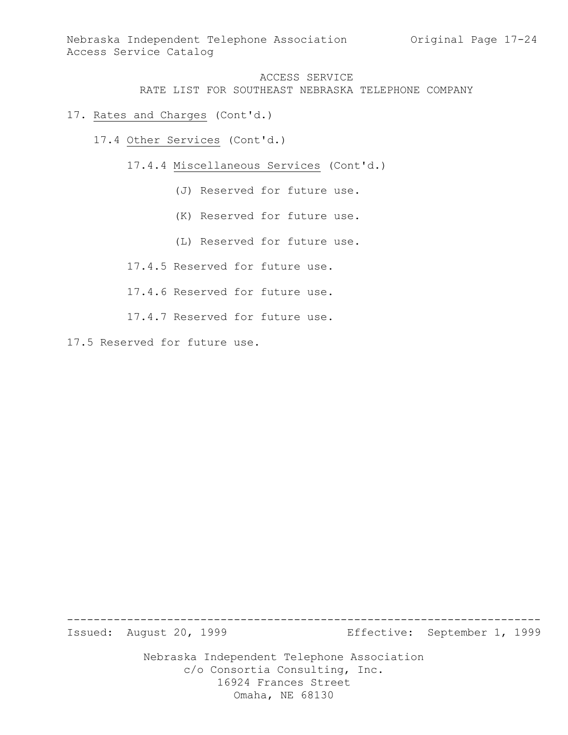ACCESS SERVICE
RATE LIST FOR SOUTHEAST NEBRASKA TELEPHONE COMPANY

17. Rates and Charges (Cont'd.)

17.4 Other Services (Cont'd.)

17.4.4 Miscellaneous Services (Cont'd.)

(J) Reserved for future use.

(K) Reserved for future use.

(L) Reserved for future use.

17.4.5 Reserved for future use.

17.4.6 Reserved for future use.

17.4.7 Reserved for future use.

17.5 Reserved for future use.